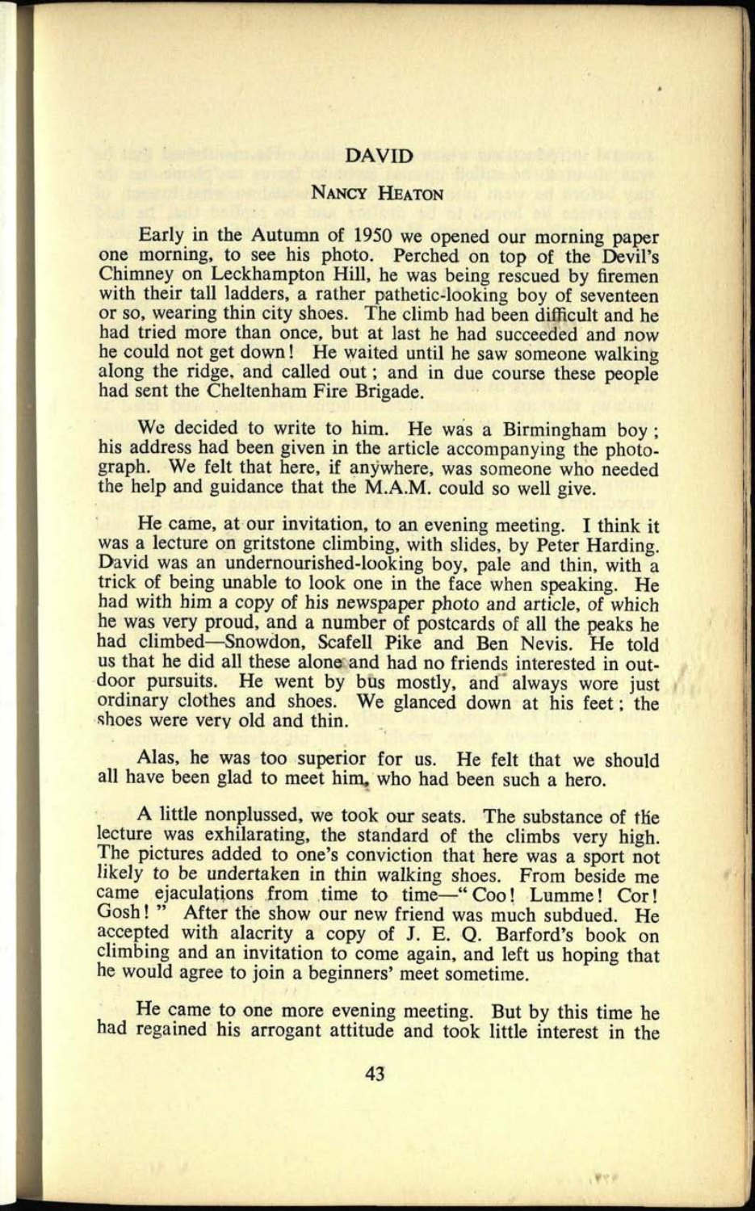# DAVID

## Nancy Heaton

Early in the Autumn of 1950 we opened our morning paper one morning, to see his photo. Perched on top of the Devil's Chimney on Leckhampton Hill, he was being rescued by firemen with their tall ladders, a rather pathetic-looking boy of seventeen or so, wearing thin city shoes. The climb had been difficult and he had tried more than once, but at last he had succeeded and now he could not get down! He waited until he saw someone walking along the ridge, and called out; and in due course these people had sent the Cheltenham Fire Brigade.

We decided to write to him. He was a Birmingham boy; his address had been given in the article accompanying the photograph. We felt that here, if anywhere, was someone who needed the help and guidance that the M.A.M. could so well give.

He came, at our invitation, to an evening meeting. I think it was a lecture on gritstone climbing, with slides, by Peter Harding. David was an undernourished-looking boy, pale and thin, with a trick of being unable to look one in the face when speaking. He had with him a copy of his newspaper photo and article, of which he was very proud, and a number of postcards of all the peaks he had climbed—Snowdon, Scafell Pike and Ben Nevis. He told us that he did all these alone and had no friends interested in outdoor pursuits. He went by bus mostly, and always wore just ordinary clothes and shoes. We glanced down at his feet; the shoes were very old and thin.

Alas, he was too superior for us. He felt that we should all have been glad to meet him, who had been such a hero.

A little nonplussed, we took our seats. The substance of the lecture was exhilarating, the standard of the climbs very high. The pictures added to one's conviction that here was a sport not likely to be undertaken in thin walking shoes. From beside me came ejaculations from time to time—"Coo! Lumme! Cor! Gosh!" After the show our new friend was much subdued. He accepted with alacrity a copy of J. E. Q. Barford's book on climbing and an invitation to come again, and left us hoping that he would agree to join a beginners' meet sometime.

He came to one more evening meeting. But by this time he had regained his arrogant attitude and took little interest in the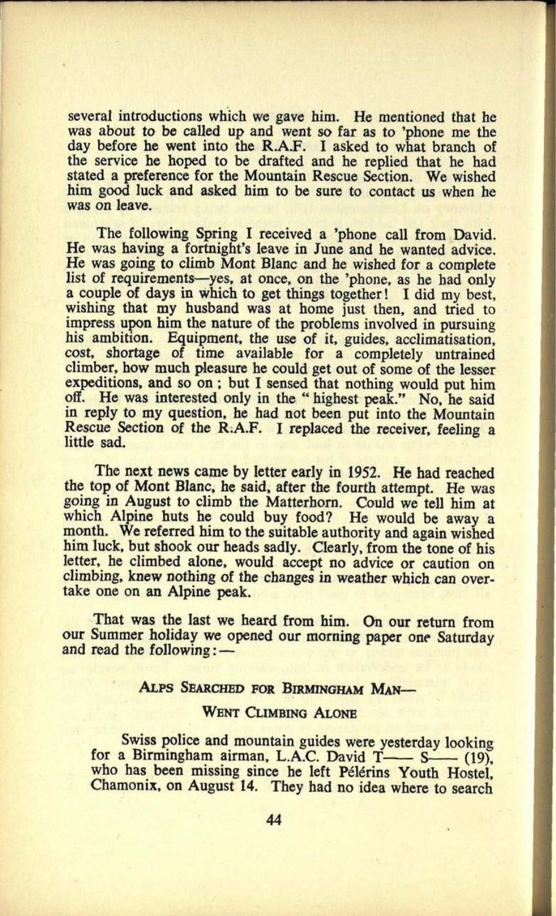several introductions which we gave him. He mentioned that he was about to be called up and went so far as to 'phone me the day before he went into the R.A.F. I asked to what branch of the service he hoped to be drafted and he replied that he had stated a preference for the Mountain Rescue Section. We wished him good luck and asked him to be sure to contact us when he was on leave.

The following Spring I received a 'phone call from David. He was having a fortnight's leave in June and he wanted advice. He was going to climb Mont Blanc and he wished for a complete list of requirements—yes, at once, on the 'phone, as he had only a couple of days in which to get things together! I did my best, wishing that my husband was at home just then, and tried to impress upon him the nature of the problems involved in pursuing his ambition. Equipment, the use of it, guides, acclimatisation, cost, shortage of time available for a completely untrained climber, how much pleasure he could get out of some of the lesser expeditions, and so on; but I sensed that nothing would put him off. He was interested only in the "highest peak." No, he said in reply to my question, he had not been put into the Mountain Rescue Section of the R.A.F. I replaced the receiver, feeling a little sad.

The next news came by letter early in 1952. He had reached the top of Mont Blanc, he said, after the fourth attempt. He was going in August to climb the Matterhorn. Could we tell him at which Alpine huts he could buy food? He would be away a month. We referred him to the suitable authority and again wished him luck, but shook our heads sadly. Clearly, from the tone of his letter, he climbed alone, would accept no advice or caution on climbing, knew nothing of the changes in weather which can overtake one on an Alpine peak.

That was the last we heard from him. On our return from our Summer holiday we opened our morning paper one Saturday and read the following:—

ALPS SEARCHED FOR BIRMINGHAM MAN—

WENT CLIMBING ALONE

Swiss police and mountain guides were yesterday looking for a Birmingham airman, L.A.C. David T—— S—— (19), who has been missing since he left Pélérins Youth Hostel, Chamonix, on August 14. They had no idea where to search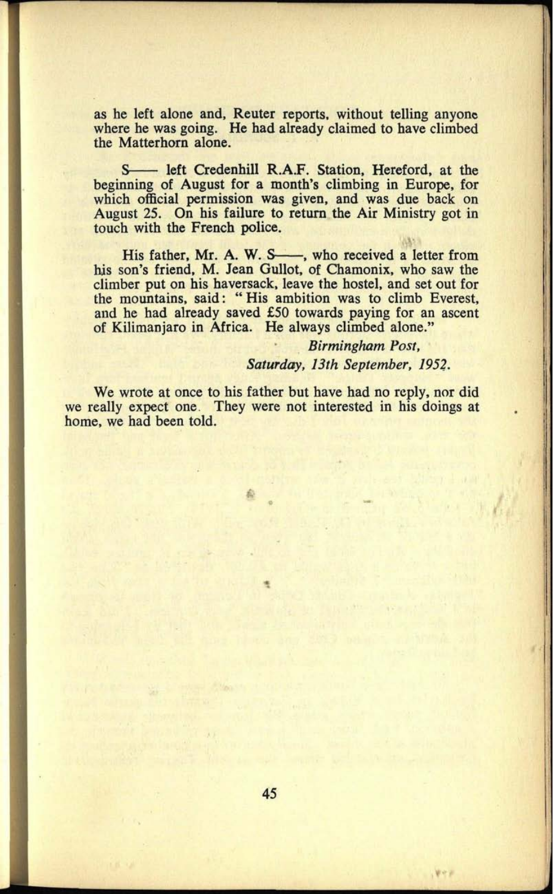as he left alone and, Reuter reports, without telling anyone where he was going. He had already claimed to have climbed the Matterhorn alone.

S—— left Credenhill R.A.F. Station, Hereford, at the beginning of August for a month's climbing in Europe, for which official permission was given, and was due back on August 25. On his failure to return the Air Ministry got in touch with the French police.

His father, Mr. A. W. S——, who received a letter from his son's friend, M. Jean Gullot, of Chamonix, who saw the climber put on his haversack, leave the hostel, and set out for the mountains, said: "His ambition was to climb Everest, and he had already saved £50 towards paying for an ascent of Kilimanjaro in Africa. He always climbed alone."

*Birmingham Post,*
*Saturday, 13th September, 1952.*

We wrote at once to his father but have had no reply, nor did we really expect one. They were not interested in his doings at home, we had been told.